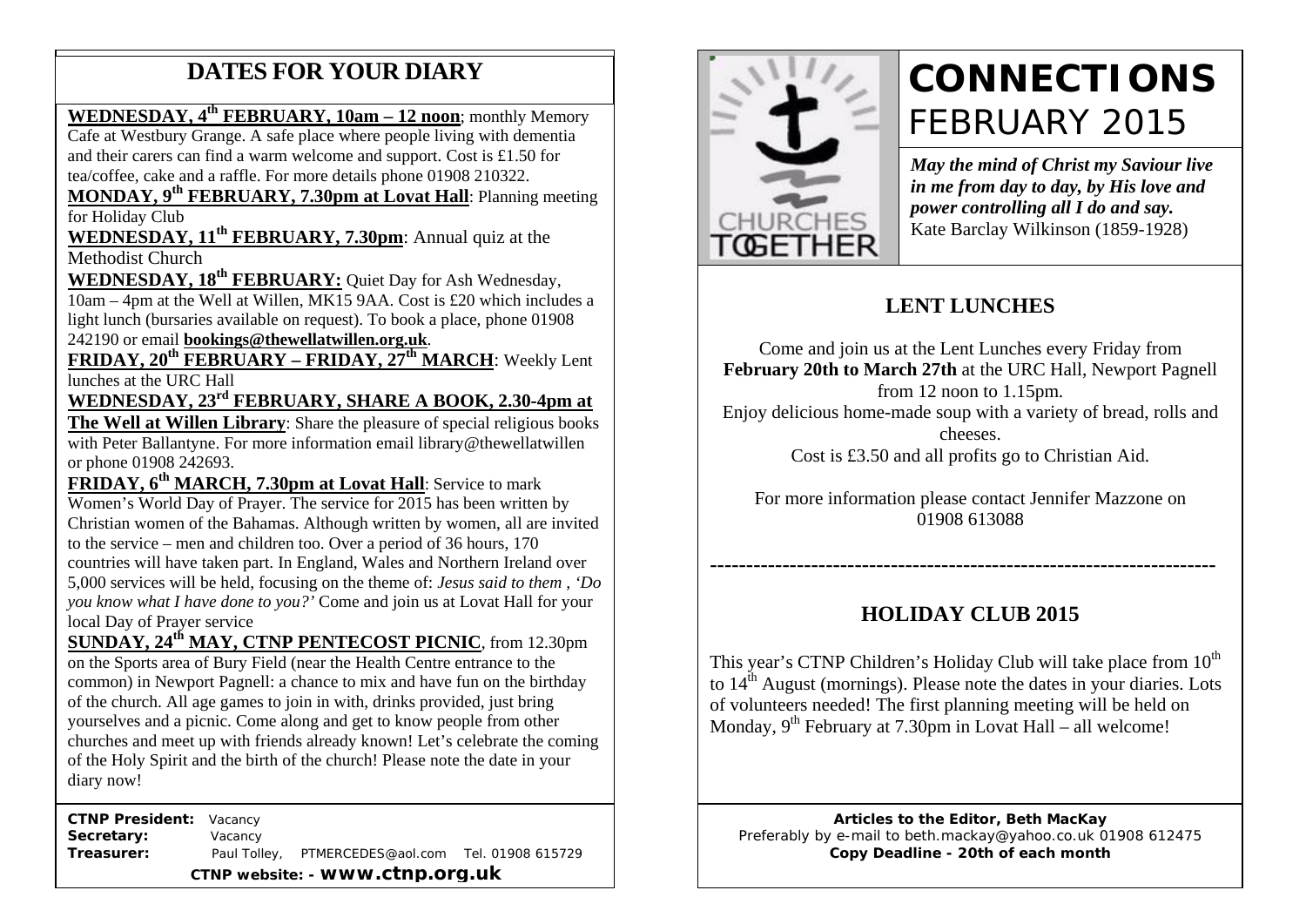## DATES FOR YOUR DIARY

**WEDNESDAY, 4th FEBRUARY, 10am – 12 noon**; monthly Memory Cafe at Westbury Grange. A safe place where people living with dementia and their carers can find a warm welcome and support. Cost is £1.50 for tea/coffee, cake and a raffle. For more details phone 01908 210322.

**MONDAY, 9th FEBRUARY, 7.30pm at Lovat Hall**: Planning meeting for Holiday Club

**WEDNESDAY, 11th FEBRUARY, 7.30pm**: Annual quiz at the Methodist Church

**WEDNESDAY, 18th FEBRUARY:** Quiet Day for Ash Wednesday, 10am – 4pm at the Well at Willen, MK15 9AA. Cost is £20 which includes a light lunch (bursaries available on request). To book a place, phone 01908 242190 or email **bookings@thewellatwillen.org.uk**.

**FRIDAY, 20th FEBRUARY – FRIDAY, 27th MARCH**: Weekly Lent lunches at the URC Hall

**WEDNESDAY, 23rd FEBRUARY, SHARE A BOOK, 2.30-4pm at The Well at Willen Library**: Share the pleasure of special religious books with Peter Ballantyne. For more information email library@thewellatwillen or phone 01908 242693.

**FRIDAY, 6th MARCH, 7.30pm at Lovat Hall**: Service to mark Women's World Day of Prayer. The service for 2015 has been written by Christian women of the Bahamas. Although written by women, all are invited to the service – men and children too. Over a period of 36 hours, 170 countries will have taken part. In England, Wales and Northern Ireland over 5,000 services will be held, focusing on the theme of: *Jesus said to them , 'Do you know what I have done to you?'* Come and join us at Lovat Hall for your local Day of Prayer service

**SUNDAY, 24th MAY, CTNP PENTECOST PICNIC**, from 12.30pm on the Sports area of Bury Field (near the Health Centre entrance to the common) in Newport Pagnell: a chance to mix and have fun on the birthday of the church. All age games to join in with, drinks provided, just bring yourselves and a picnic. Come along and get to know people from other churches and meet up with friends already known! Let's celebrate the coming of the Holy Spirit and the birth of the church! Please note the date in your diary now!

**CTNP President:** Vacancy
**Secretary:** Vacancy
**Treasurer:** Paul Tolley, PTMERCEDES@aol.com Tel. 01908 615729

**CTNP website: - www.ctnp.org.uk**

# CONNECTIONS
## FEBRUARY 2015

CHURCHES TOGETHER

***May the mind of Christ my Saviour live in me from day to day, by His love and power controlling all I do and say.***
Kate Barclay Wilkinson (1859-1928)

## LENT LUNCHES

Come and join us at the Lent Lunches every Friday from **February 20th to March 27th** at the URC Hall, Newport Pagnell from 12 noon to 1.15pm.
Enjoy delicious home-made soup with a variety of bread, rolls and cheeses.
Cost is £3.50 and all profits go to Christian Aid.

For more information please contact Jennifer Mazzone on 01908 613088

---

## HOLIDAY CLUB 2015

This year's CTNP Children's Holiday Club will take place from 10th to 14th August (mornings). Please note the dates in your diaries. Lots of volunteers needed! The first planning meeting will be held on Monday, 9th February at 7.30pm in Lovat Hall – all welcome!

**Articles to the Editor, Beth MacKay**
Preferably by e-mail to beth.mackay@yahoo.co.uk 01908 612475
**Copy Deadline - 20th of each month**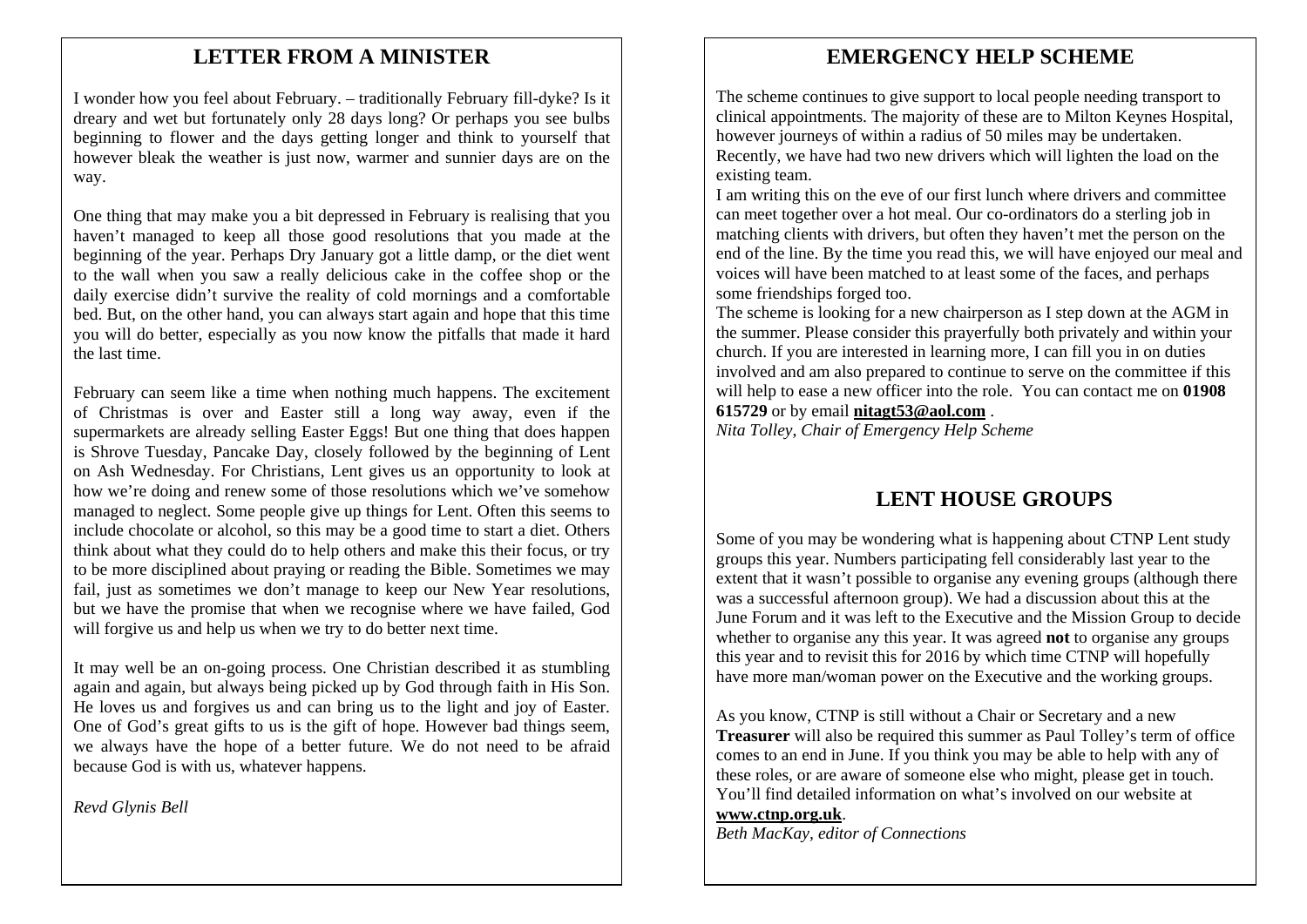## LETTER FROM A MINISTER

I wonder how you feel about February. – traditionally February fill-dyke? Is it dreary and wet but fortunately only 28 days long? Or perhaps you see bulbs beginning to flower and the days getting longer and think to yourself that however bleak the weather is just now, warmer and sunnier days are on the way.

One thing that may make you a bit depressed in February is realising that you haven't managed to keep all those good resolutions that you made at the beginning of the year. Perhaps Dry January got a little damp, or the diet went to the wall when you saw a really delicious cake in the coffee shop or the daily exercise didn't survive the reality of cold mornings and a comfortable bed. But, on the other hand, you can always start again and hope that this time you will do better, especially as you now know the pitfalls that made it hard the last time.

February can seem like a time when nothing much happens. The excitement of Christmas is over and Easter still a long way away, even if the supermarkets are already selling Easter Eggs! But one thing that does happen is Shrove Tuesday, Pancake Day, closely followed by the beginning of Lent on Ash Wednesday. For Christians, Lent gives us an opportunity to look at how we're doing and renew some of those resolutions which we've somehow managed to neglect. Some people give up things for Lent. Often this seems to include chocolate or alcohol, so this may be a good time to start a diet. Others think about what they could do to help others and make this their focus, or try to be more disciplined about praying or reading the Bible. Sometimes we may fail, just as sometimes we don't manage to keep our New Year resolutions, but we have the promise that when we recognise where we have failed, God will forgive us and help us when we try to do better next time.

It may well be an on-going process. One Christian described it as stumbling again and again, but always being picked up by God through faith in His Son. He loves us and forgives us and can bring us to the light and joy of Easter. One of God's great gifts to us is the gift of hope. However bad things seem, we always have the hope of a better future. We do not need to be afraid because God is with us, whatever happens.

*Revd Glynis Bell*

## EMERGENCY HELP SCHEME

The scheme continues to give support to local people needing transport to clinical appointments. The majority of these are to Milton Keynes Hospital, however journeys of within a radius of 50 miles may be undertaken. Recently, we have had two new drivers which will lighten the load on the existing team.

I am writing this on the eve of our first lunch where drivers and committee can meet together over a hot meal. Our co-ordinators do a sterling job in matching clients with drivers, but often they haven't met the person on the end of the line. By the time you read this, we will have enjoyed our meal and voices will have been matched to at least some of the faces, and perhaps some friendships forged too.

The scheme is looking for a new chairperson as I step down at the AGM in the summer. Please consider this prayerfully both privately and within your church. If you are interested in learning more, I can fill you in on duties involved and am also prepared to continue to serve on the committee if this will help to ease a new officer into the role. You can contact me on **01908 615729** or by email **nitagt53@aol.com** .

*Nita Tolley, Chair of Emergency Help Scheme*

## LENT HOUSE GROUPS

Some of you may be wondering what is happening about CTNP Lent study groups this year. Numbers participating fell considerably last year to the extent that it wasn't possible to organise any evening groups (although there was a successful afternoon group). We had a discussion about this at the June Forum and it was left to the Executive and the Mission Group to decide whether to organise any this year. It was agreed **not** to organise any groups this year and to revisit this for 2016 by which time CTNP will hopefully have more man/woman power on the Executive and the working groups.

As you know, CTNP is still without a Chair or Secretary and a new **Treasurer** will also be required this summer as Paul Tolley's term of office comes to an end in June. If you think you may be able to help with any of these roles, or are aware of someone else who might, please get in touch. You'll find detailed information on what's involved on our website at **www.ctnp.org.uk**.

*Beth MacKay, editor of Connections*